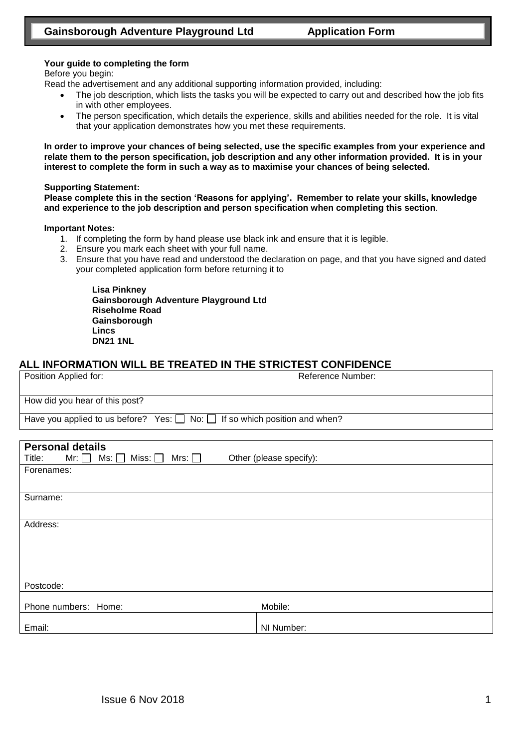# Gainsborough Adventure Playground Ltd — Application Form

**Your guide to completing the form**

Before you begin:

Read the advertisement and any additional supporting information provided, including:

- The job description, which lists the tasks you will be expected to carry out and described how the job fits in with other employees.
- The person specification, which details the experience, skills and abilities needed for the role. It is vital that your application demonstrates how you met these requirements.

**In order to improve your chances of being selected, use the specific examples from your experience and relate them to the person specification, job description and any other information provided. It is in your interest to complete the form in such a way as to maximise your chances of being selected.**

**Supporting Statement:**

**Please complete this in the section 'Reasons for applying'. Remember to relate your skills, knowledge and experience to the job description and person specification when completing this section**.

**Important Notes:**

1. If completing the form by hand please use black ink and ensure that it is legible.
2. Ensure you mark each sheet with your full name.
3. Ensure that you have read and understood the declaration on page, and that you have signed and dated your completed application form before returning it to

   **Lisa Pinkney**
   **Gainsborough Adventure Playground Ltd**
   **Riseholme Road**
   **Gainsborough**
   **Lincs**
   **DN21 1NL**

## ALL INFORMATION WILL BE TREATED IN THE STRICTEST CONFIDENCE

| Position Applied for: | Reference Number: |
|---|---|
| How did you hear of this post? | |
| Have you applied to us before? Yes: ☐ No: ☐ If so which position and when? | |

| **Personal details** | |
|---|---|
| Title: Mr: ☐ Ms: ☐ Miss: ☐ Mrs: ☐ | Other (please specify): |
| Forenames: | |
| Surname: | |
| Address: <br><br><br><br>Postcode: | |
| Phone numbers: Home: | Mobile: |
| Email: | NI Number: |

Issue 6 Nov 2018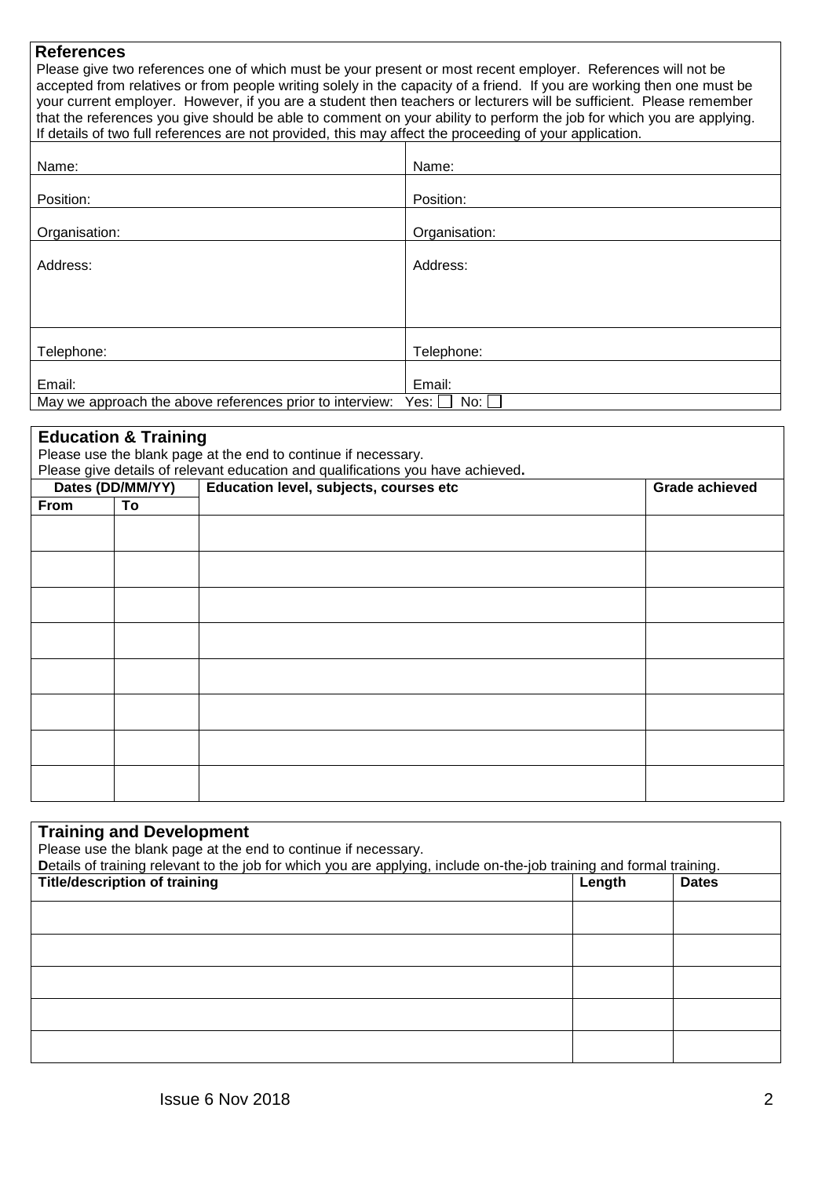## References

Please give two references one of which must be your present or most recent employer. References will not be accepted from relatives or from people writing solely in the capacity of a friend. If you are working then one must be your current employer. However, if you are a student then teachers or lecturers will be sufficient. Please remember that the references you give should be able to comment on your ability to perform the job for which you are applying. If details of two full references are not provided, this may affect the proceeding of your application.

| | |
|---|---|
| Name: | Name: |
| Position: | Position: |
| Organisation: | Organisation: |
| Address: | Address: |
| Telephone: | Telephone: |
| Email: | Email: |

May we approach the above references prior to interview: Yes: ☐ No: ☐

## Education & Training

Please use the blank page at the end to continue if necessary.
Please give details of relevant education and qualifications you have achieved**.**

| Dates (DD/MM/YY) | | Education level, subjects, courses etc | Grade achieved |
|---|---|---|---|
| **From** | **To** | | |
| | | | |
| | | | |
| | | | |
| | | | |
| | | | |
| | | | |
| | | | |
| | | | |

## Training and Development

Please use the blank page at the end to continue if necessary.
**D**etails of training relevant to the job for which you are applying, include on-the-job training and formal training.

| Title/description of training | Length | Dates |
|---|---|---|
| | | |
| | | |
| | | |
| | | |
| | | |

Issue 6 Nov 2018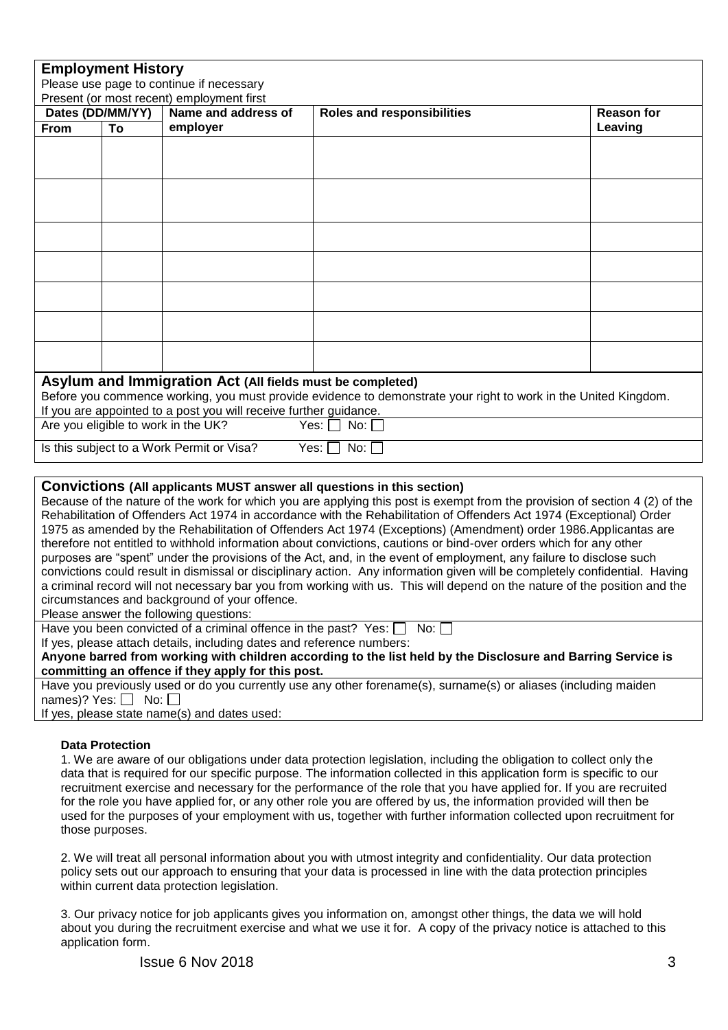## Employment History

Please use page to continue if necessary

Present (or most recent) employment first

| Dates (DD/MM/YY) | | Name and address of employer | Roles and responsibilities | Reason for Leaving |
|---|---|---|---|---|
| **From** | **To** | | | |
| | | | | |
| | | | | |
| | | | | |
| | | | | |
| | | | | |
| | | | | |
| | | | | |

## Asylum and Immigration Act (All fields must be completed)

Before you commence working, you must provide evidence to demonstrate your right to work in the United Kingdom. If you are appointed to a post you will receive further guidance.

Are you eligible to work in the UK? Yes: ☐ No: ☐

Is this subject to a Work Permit or Visa? Yes: ☐ No: ☐

## Convictions (All applicants MUST answer all questions in this section)

Because of the nature of the work for which you are applying this post is exempt from the provision of section 4 (2) of the Rehabilitation of Offenders Act 1974 in accordance with the Rehabilitation of Offenders Act 1974 (Exceptional) Order 1975 as amended by the Rehabilitation of Offenders Act 1974 (Exceptions) (Amendment) order 1986.Applicantas are therefore not entitled to withhold information about convictions, cautions or bind-over orders which for any other purposes are "spent" under the provisions of the Act, and, in the event of employment, any failure to disclose such convictions could result in dismissal or disciplinary action. Any information given will be completely confidential. Having a criminal record will not necessary bar you from working with us. This will depend on the nature of the position and the circumstances and background of your offence.

Please answer the following questions:

Have you been convicted of a criminal offence in the past? Yes: ☐ No: ☐

If yes, please attach details, including dates and reference numbers:

**Anyone barred from working with children according to the list held by the Disclosure and Barring Service is committing an offence if they apply for this post.**

Have you previously used or do you currently use any other forename(s), surname(s) or aliases (including maiden names)? Yes: ☐ No: ☐

If yes, please state name(s) and dates used:

### Data Protection

1. We are aware of our obligations under data protection legislation, including the obligation to collect only the data that is required for our specific purpose. The information collected in this application form is specific to our recruitment exercise and necessary for the performance of the role that you have applied for. If you are recruited for the role you have applied for, or any other role you are offered by us, the information provided will then be used for the purposes of your employment with us, together with further information collected upon recruitment for those purposes.

2. We will treat all personal information about you with utmost integrity and confidentiality. Our data protection policy sets out our approach to ensuring that your data is processed in line with the data protection principles within current data protection legislation.

3. Our privacy notice for job applicants gives you information on, amongst other things, the data we will hold about you during the recruitment exercise and what we use it for. A copy of the privacy notice is attached to this application form.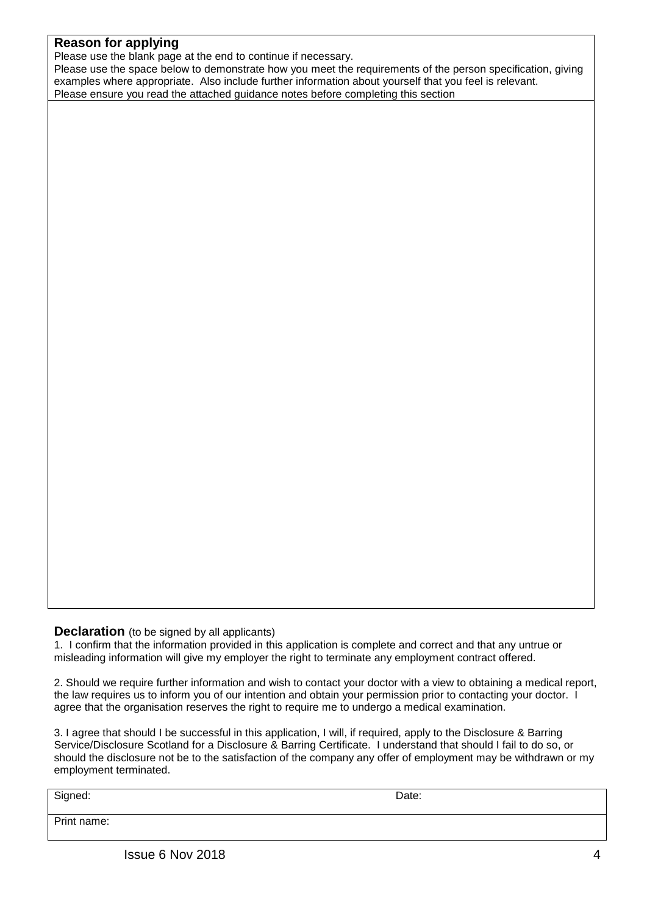## Reason for applying

Please use the blank page at the end to continue if necessary.
Please use the space below to demonstrate how you meet the requirements of the person specification, giving examples where appropriate. Also include further information about yourself that you feel is relevant.
Please ensure you read the attached guidance notes before completing this section

## Declaration (to be signed by all applicants)

1. I confirm that the information provided in this application is complete and correct and that any untrue or misleading information will give my employer the right to terminate any employment contract offered.

2. Should we require further information and wish to contact your doctor with a view to obtaining a medical report, the law requires us to inform you of our intention and obtain your permission prior to contacting your doctor. I agree that the organisation reserves the right to require me to undergo a medical examination.

3. I agree that should I be successful in this application, I will, if required, apply to the Disclosure & Barring Service/Disclosure Scotland for a Disclosure & Barring Certificate. I understand that should I fail to do so, or should the disclosure not be to the satisfaction of the company any offer of employment may be withdrawn or my employment terminated.

| Signed: | Date: |
|---|---|
| Print name: | |

Issue 6 Nov 2018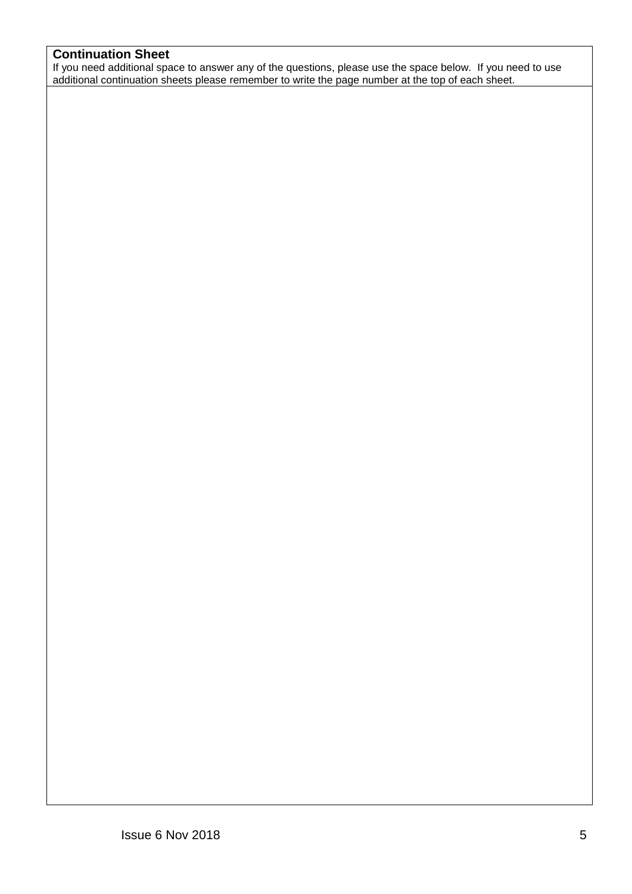**Continuation Sheet**

If you need additional space to answer any of the questions, please use the space below. If you need to use additional continuation sheets please remember to write the page number at the top of each sheet.

Issue 6 Nov 2018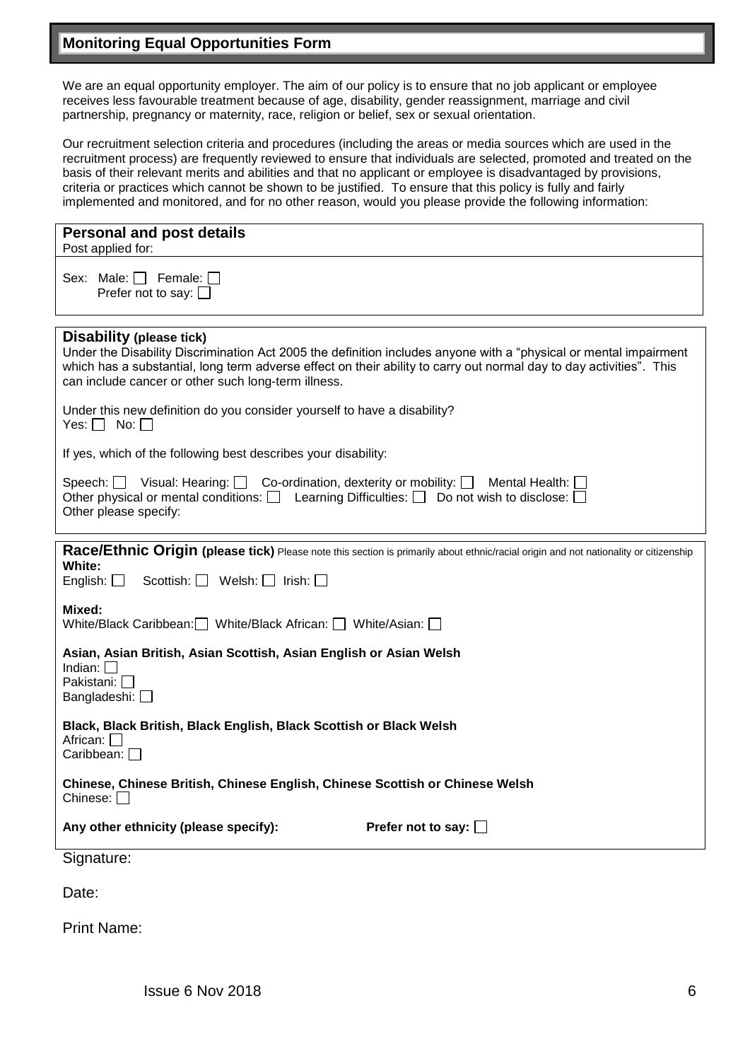## Monitoring Equal Opportunities Form

We are an equal opportunity employer. The aim of our policy is to ensure that no job applicant or employee receives less favourable treatment because of age, disability, gender reassignment, marriage and civil partnership, pregnancy or maternity, race, religion or belief, sex or sexual orientation.

Our recruitment selection criteria and procedures (including the areas or media sources which are used in the recruitment process) are frequently reviewed to ensure that individuals are selected, promoted and treated on the basis of their relevant merits and abilities and that no applicant or employee is disadvantaged by provisions, criteria or practices which cannot be shown to be justified. To ensure that this policy is fully and fairly implemented and monitored, and for no other reason, would you please provide the following information:

### Personal and post details

Post applied for:

Sex: Male: ☐ Female: ☐
Prefer not to say: ☐

### Disability (please tick)

Under the Disability Discrimination Act 2005 the definition includes anyone with a "physical or mental impairment which has a substantial, long term adverse effect on their ability to carry out normal day to day activities". This can include cancer or other such long-term illness.

Under this new definition do you consider yourself to have a disability?
Yes: ☐ No: ☐

If yes, which of the following best describes your disability:

Speech: ☐ Visual: Hearing: ☐ Co-ordination, dexterity or mobility: ☐ Mental Health: ☐
Other physical or mental conditions: ☐ Learning Difficulties: ☐ Do not wish to disclose: ☐
Other please specify:

### Race/Ethnic Origin (please tick)

Please note this section is primarily about ethnic/racial origin and not nationality or citizenship

**White:**
English: ☐ Scottish: ☐ Welsh: ☐ Irish: ☐

**Mixed:**
White/Black Caribbean: ☐ White/Black African: ☐ White/Asian: ☐

**Asian, Asian British, Asian Scottish, Asian English or Asian Welsh**
Indian: ☐
Pakistani: ☐
Bangladeshi: ☐

**Black, Black British, Black English, Black Scottish or Black Welsh**
African: ☐
Caribbean: ☐

**Chinese, Chinese British, Chinese English, Chinese Scottish or Chinese Welsh**
Chinese: ☐

**Any other ethnicity (please specify):** **Prefer not to say:** ☐

Signature:

Date:

Print Name:

Issue 6 Nov 2018